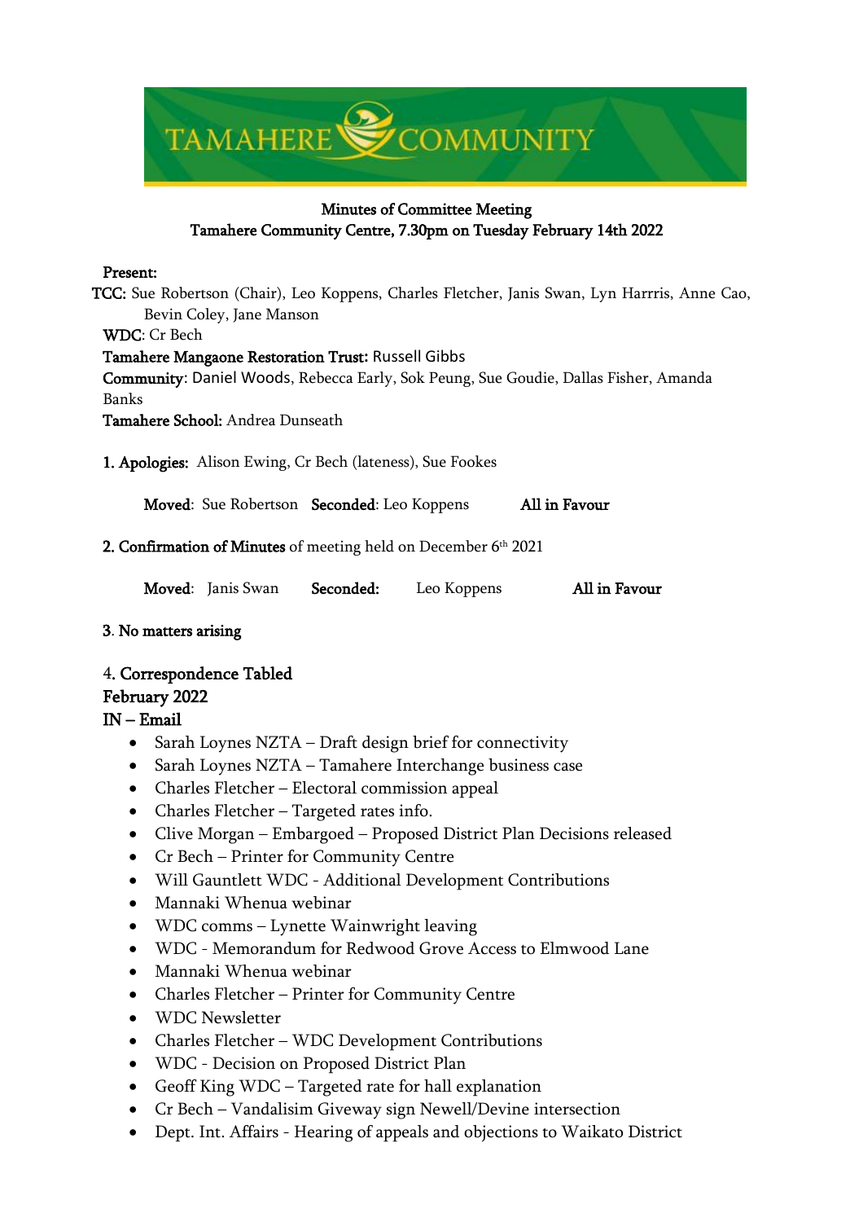# TAMAHERE COMMUNITY

## Minutes of Committee Meeting
## Tamahere Community Centre, 7.30pm on Tuesday February 14th 2022

**Present:**

**TCC:** Sue Robertson (Chair), Leo Koppens, Charles Fletcher, Janis Swan, Lyn Harrris, Anne Cao, Bevin Coley, Jane Manson

**WDC**: Cr Bech

**Tamahere Mangaone Restoration Trust:** Russell Gibbs

**Community**: Daniel Woods, Rebecca Early, Sok Peung, Sue Goudie, Dallas Fisher, Amanda Banks

**Tamahere School:** Andrea Dunseath

**1. Apologies:** Alison Ewing, Cr Bech (lateness), Sue Fookes

**Moved**: Sue Robertson **Seconded**: Leo Koppens **All in Favour**

**2. Confirmation of Minutes** of meeting held on December 6th 2021

**Moved**: Janis Swan **Seconded:** Leo Koppens **All in Favour**

**3. No matters arising**

**4. Correspondence Tabled**

**February 2022**

**IN – Email**

- Sarah Loynes NZTA – Draft design brief for connectivity
- Sarah Loynes NZTA – Tamahere Interchange business case
- Charles Fletcher – Electoral commission appeal
- Charles Fletcher – Targeted rates info.
- Clive Morgan – Embargoed – Proposed District Plan Decisions released
- Cr Bech – Printer for Community Centre
- Will Gauntlett WDC - Additional Development Contributions
- Mannaki Whenua webinar
- WDC comms – Lynette Wainwright leaving
- WDC - Memorandum for Redwood Grove Access to Elmwood Lane
- Mannaki Whenua webinar
- Charles Fletcher – Printer for Community Centre
- WDC Newsletter
- Charles Fletcher – WDC Development Contributions
- WDC - Decision on Proposed District Plan
- Geoff King WDC – Targeted rate for hall explanation
- Cr Bech – Vandalisim Giveway sign Newell/Devine intersection
- Dept. Int. Affairs - Hearing of appeals and objections to Waikato District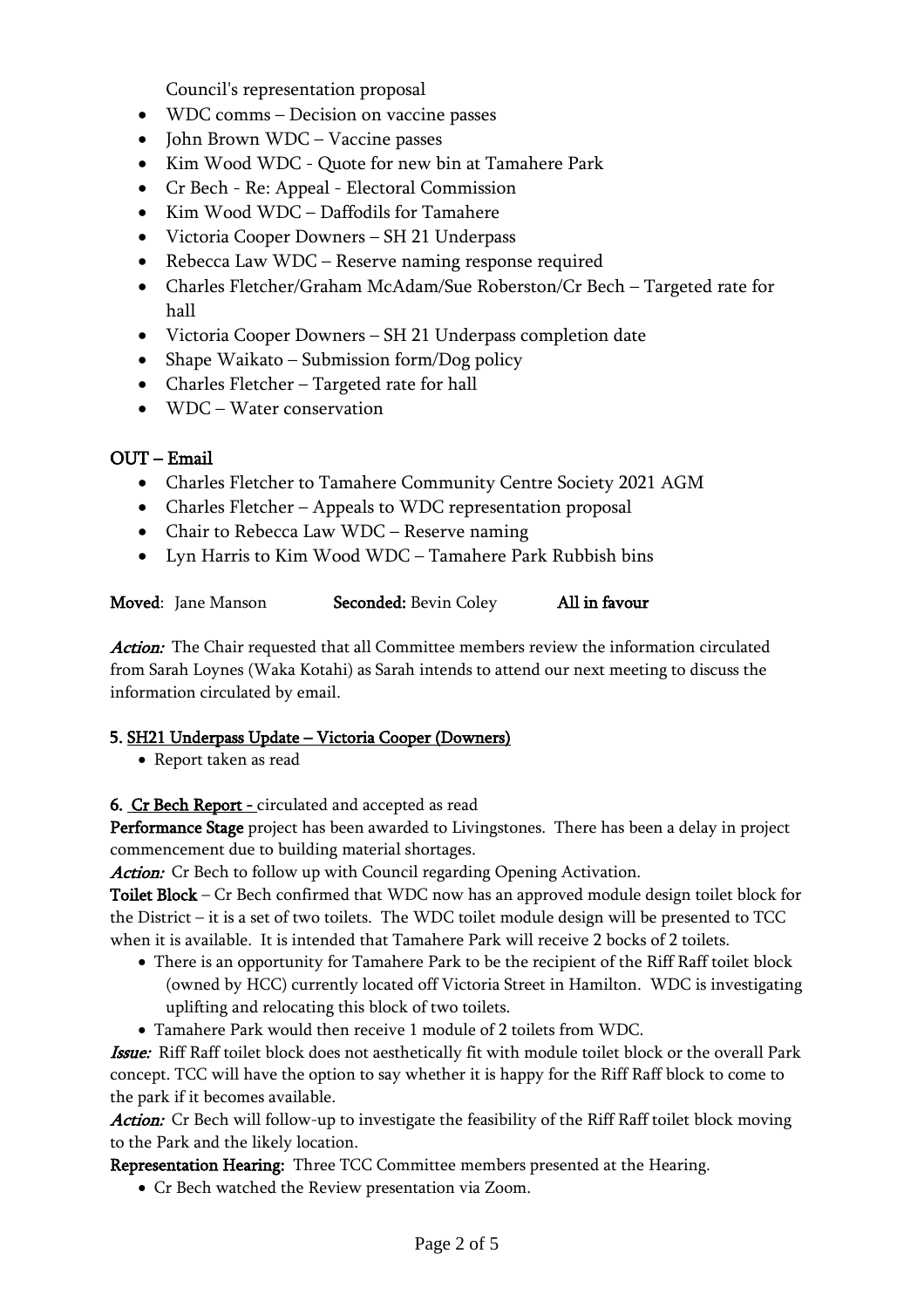Council's representation proposal

- WDC comms – Decision on vaccine passes
- John Brown WDC – Vaccine passes
- Kim Wood WDC - Quote for new bin at Tamahere Park
- Cr Bech - Re: Appeal - Electoral Commission
- Kim Wood WDC – Daffodils for Tamahere
- Victoria Cooper Downers – SH 21 Underpass
- Rebecca Law WDC – Reserve naming response required
- Charles Fletcher/Graham McAdam/Sue Roberston/Cr Bech – Targeted rate for hall
- Victoria Cooper Downers – SH 21 Underpass completion date
- Shape Waikato – Submission form/Dog policy
- Charles Fletcher – Targeted rate for hall
- WDC – Water conservation

**OUT – Email**

- Charles Fletcher to Tamahere Community Centre Society 2021 AGM
- Charles Fletcher – Appeals to WDC representation proposal
- Chair to Rebecca Law WDC – Reserve naming
- Lyn Harris to Kim Wood WDC – Tamahere Park Rubbish bins

**Moved**: Jane Manson **Seconded:** Bevin Coley **All in favour**

***Action:*** The Chair requested that all Committee members review the information circulated from Sarah Loynes (Waka Kotahi) as Sarah intends to attend our next meeting to discuss the information circulated by email.

**5. SH21 Underpass Update – Victoria Cooper (Downers)**

- Report taken as read

**6. Cr Bech Report -** circulated and accepted as read

**Performance Stage** project has been awarded to Livingstones. There has been a delay in project commencement due to building material shortages.

***Action:*** Cr Bech to follow up with Council regarding Opening Activation.

**Toilet Block** – Cr Bech confirmed that WDC now has an approved module design toilet block for the District – it is a set of two toilets. The WDC toilet module design will be presented to TCC when it is available. It is intended that Tamahere Park will receive 2 bocks of 2 toilets.

- There is an opportunity for Tamahere Park to be the recipient of the Riff Raff toilet block (owned by HCC) currently located off Victoria Street in Hamilton. WDC is investigating uplifting and relocating this block of two toilets.
- Tamahere Park would then receive 1 module of 2 toilets from WDC.

***Issue:*** Riff Raff toilet block does not aesthetically fit with module toilet block or the overall Park concept. TCC will have the option to say whether it is happy for the Riff Raff block to come to the park if it becomes available.

***Action:*** Cr Bech will follow-up to investigate the feasibility of the Riff Raff toilet block moving to the Park and the likely location.

**Representation Hearing:** Three TCC Committee members presented at the Hearing.

- Cr Bech watched the Review presentation via Zoom.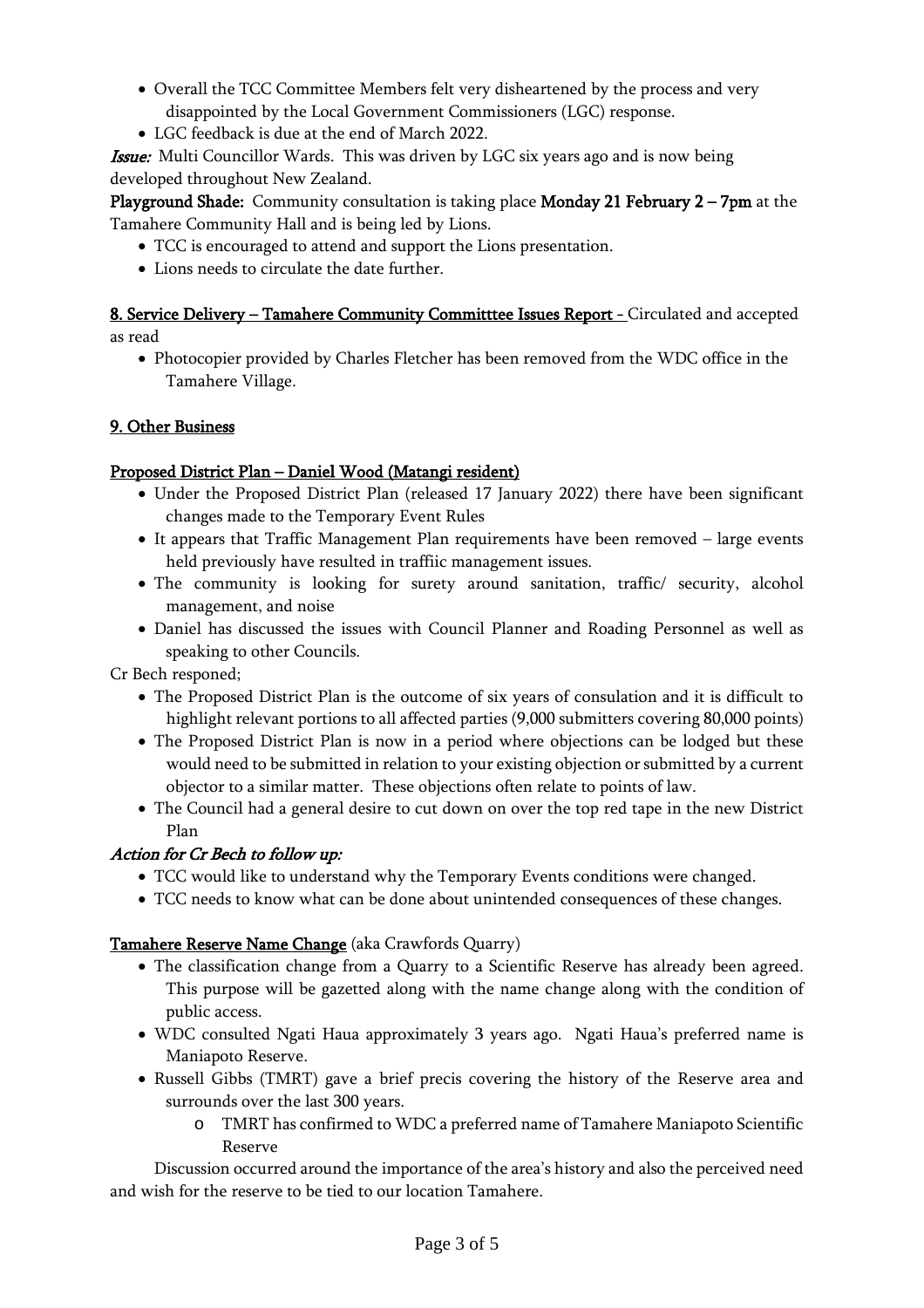- Overall the TCC Committee Members felt very disheartened by the process and very disappointed by the Local Government Commissioners (LGC) response.
- LGC feedback is due at the end of March 2022.

***Issue:*** Multi Councillor Wards. This was driven by LGC six years ago and is now being developed throughout New Zealand.

**Playground Shade:** Community consultation is taking place **Monday 21 February 2 – 7pm** at the Tamahere Community Hall and is being led by Lions.

- TCC is encouraged to attend and support the Lions presentation.
- Lions needs to circulate the date further.

**8. Service Delivery – Tamahere Community Committtee Issues Report -** Circulated and accepted as read

- Photocopier provided by Charles Fletcher has been removed from the WDC office in the Tamahere Village.

## 9. Other Business

**Proposed District Plan – Daniel Wood (Matangi resident)**

- Under the Proposed District Plan (released 17 January 2022) there have been significant changes made to the Temporary Event Rules
- It appears that Traffic Management Plan requirements have been removed – large events held previously have resulted in traffiic management issues.
- The community is looking for surety around sanitation, traffic/ security, alcohol management, and noise
- Daniel has discussed the issues with Council Planner and Roading Personnel as well as speaking to other Councils.

Cr Bech responed;

- The Proposed District Plan is the outcome of six years of consulation and it is difficult to highlight relevant portions to all affected parties (9,000 submitters covering 80,000 points)
- The Proposed District Plan is now in a period where objections can be lodged but these would need to be submitted in relation to your existing objection or submitted by a current objector to a similar matter. These objections often relate to points of law.
- The Council had a general desire to cut down on over the top red tape in the new District Plan

***Action for Cr Bech to follow up:***

- TCC would like to understand why the Temporary Events conditions were changed.
- TCC needs to know what can be done about unintended consequences of these changes.

**Tamahere Reserve Name Change** (aka Crawfords Quarry)

- The classification change from a Quarry to a Scientific Reserve has already been agreed. This purpose will be gazetted along with the name change along with the condition of public access.
- WDC consulted Ngati Haua approximately 3 years ago. Ngati Haua's preferred name is Maniapoto Reserve.
- Russell Gibbs (TMRT) gave a brief precis covering the history of the Reserve area and surrounds over the last 300 years.
  - TMRT has confirmed to WDC a preferred name of Tamahere Maniapoto Scientific Reserve

Discussion occurred around the importance of the area's history and also the perceived need and wish for the reserve to be tied to our location Tamahere.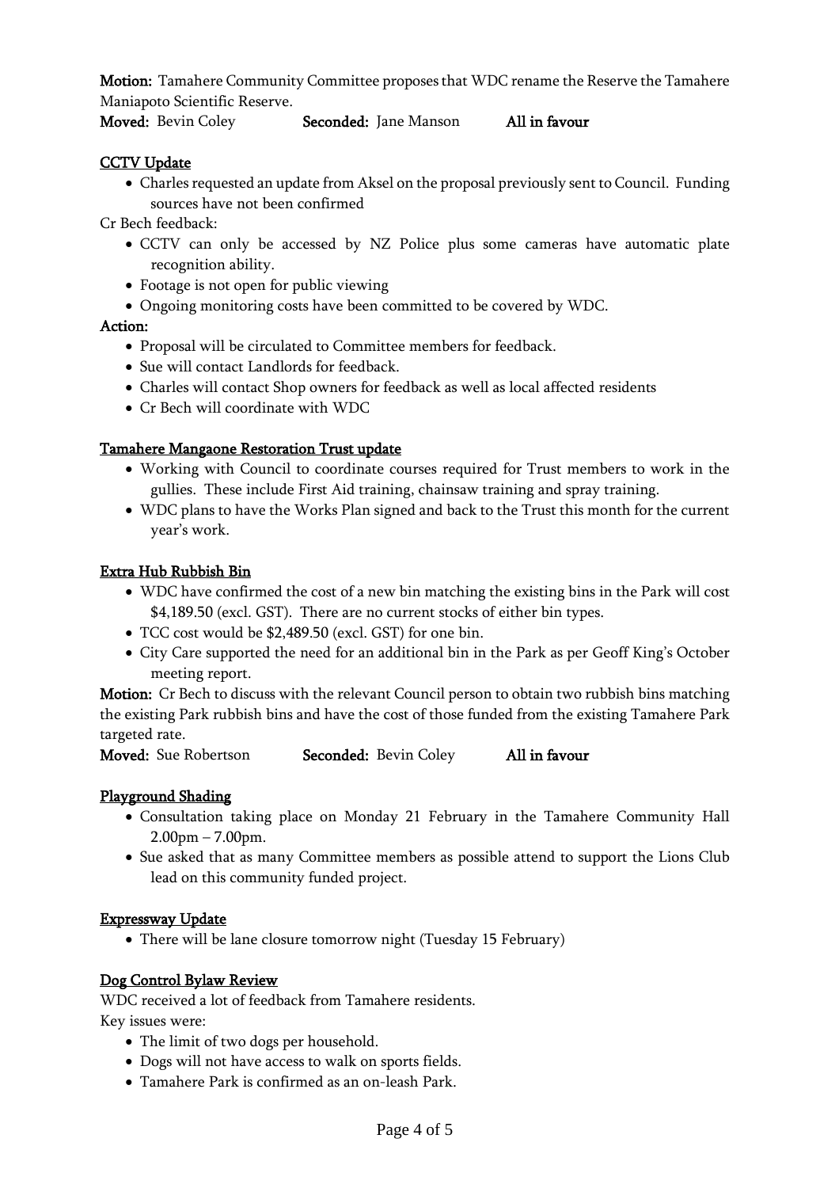**Motion:** Tamahere Community Committee proposes that WDC rename the Reserve the Tamahere Maniapoto Scientific Reserve.

**Moved:** Bevin Coley **Seconded:** Jane Manson **All in favour**

## CCTV Update

- Charles requested an update from Aksel on the proposal previously sent to Council. Funding sources have not been confirmed

Cr Bech feedback:

- CCTV can only be accessed by NZ Police plus some cameras have automatic plate recognition ability.
- Footage is not open for public viewing
- Ongoing monitoring costs have been committed to be covered by WDC.

**Action:**

- Proposal will be circulated to Committee members for feedback.
- Sue will contact Landlords for feedback.
- Charles will contact Shop owners for feedback as well as local affected residents
- Cr Bech will coordinate with WDC

## Tamahere Mangaone Restoration Trust update

- Working with Council to coordinate courses required for Trust members to work in the gullies. These include First Aid training, chainsaw training and spray training.
- WDC plans to have the Works Plan signed and back to the Trust this month for the current year's work.

## Extra Hub Rubbish Bin

- WDC have confirmed the cost of a new bin matching the existing bins in the Park will cost $4,189.50 (excl. GST). There are no current stocks of either bin types.
- TCC cost would be $2,489.50 (excl. GST) for one bin.
- City Care supported the need for an additional bin in the Park as per Geoff King's October meeting report.

**Motion:** Cr Bech to discuss with the relevant Council person to obtain two rubbish bins matching the existing Park rubbish bins and have the cost of those funded from the existing Tamahere Park targeted rate.

**Moved:** Sue Robertson **Seconded:** Bevin Coley **All in favour**

## Playground Shading

- Consultation taking place on Monday 21 February in the Tamahere Community Hall 2.00pm – 7.00pm.
- Sue asked that as many Committee members as possible attend to support the Lions Club lead on this community funded project.

## Expressway Update

- There will be lane closure tomorrow night (Tuesday 15 February)

## Dog Control Bylaw Review

WDC received a lot of feedback from Tamahere residents.

Key issues were:

- The limit of two dogs per household.
- Dogs will not have access to walk on sports fields.
- Tamahere Park is confirmed as an on-leash Park.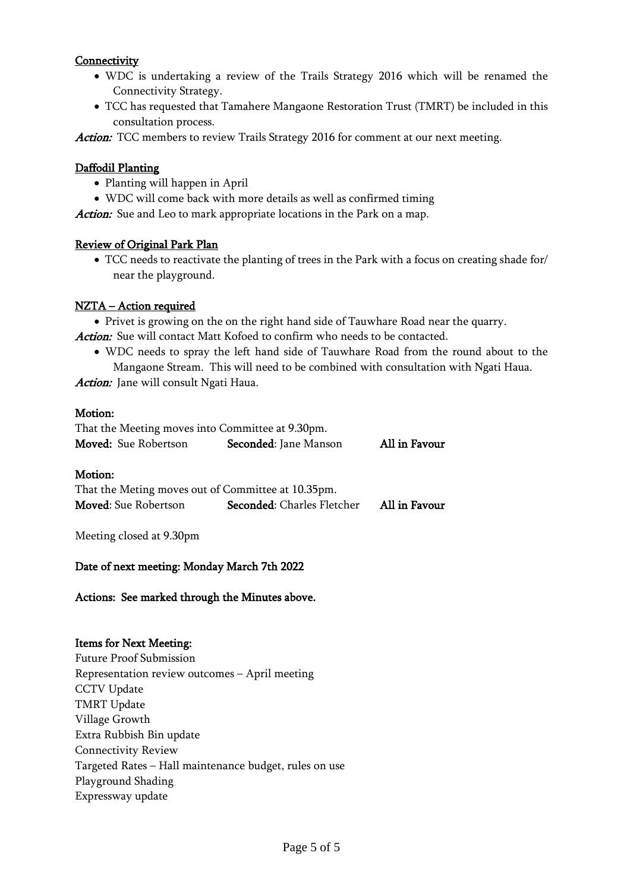**Connectivity**

- WDC is undertaking a review of the Trails Strategy 2016 which will be renamed the Connectivity Strategy.
- TCC has requested that Tamahere Mangaone Restoration Trust (TMRT) be included in this consultation process.

***Action:*** TCC members to review Trails Strategy 2016 for comment at our next meeting.

**Daffodil Planting**

- Planting will happen in April
- WDC will come back with more details as well as confirmed timing

***Action:*** Sue and Leo to mark appropriate locations in the Park on a map.

**Review of Original Park Plan**

- TCC needs to reactivate the planting of trees in the Park with a focus on creating shade for/ near the playground.

**NZTA – Action required**

- Privet is growing on the on the right hand side of Tauwhare Road near the quarry.

***Action:*** Sue will contact Matt Kofoed to confirm who needs to be contacted.

- WDC needs to spray the left hand side of Tauwhare Road from the round about to the Mangaone Stream. This will need to be combined with consultation with Ngati Haua.

***Action:*** Jane will consult Ngati Haua.

**Motion:**

That the Meeting moves into Committee at 9.30pm.

**Moved:** Sue Robertson **Seconded**: Jane Manson **All in Favour**

**Motion:**

That the Meting moves out of Committee at 10.35pm.

**Moved**: Sue Robertson **Seconded**: Charles Fletcher **All in Favour**

Meeting closed at 9.30pm

**Date of next meeting: Monday March 7th 2022**

**Actions: See marked through the Minutes above.**

**Items for Next Meeting:**

Future Proof Submission
Representation review outcomes – April meeting
CCTV Update
TMRT Update
Village Growth
Extra Rubbish Bin update
Connectivity Review
Targeted Rates – Hall maintenance budget, rules on use
Playground Shading
Expressway update